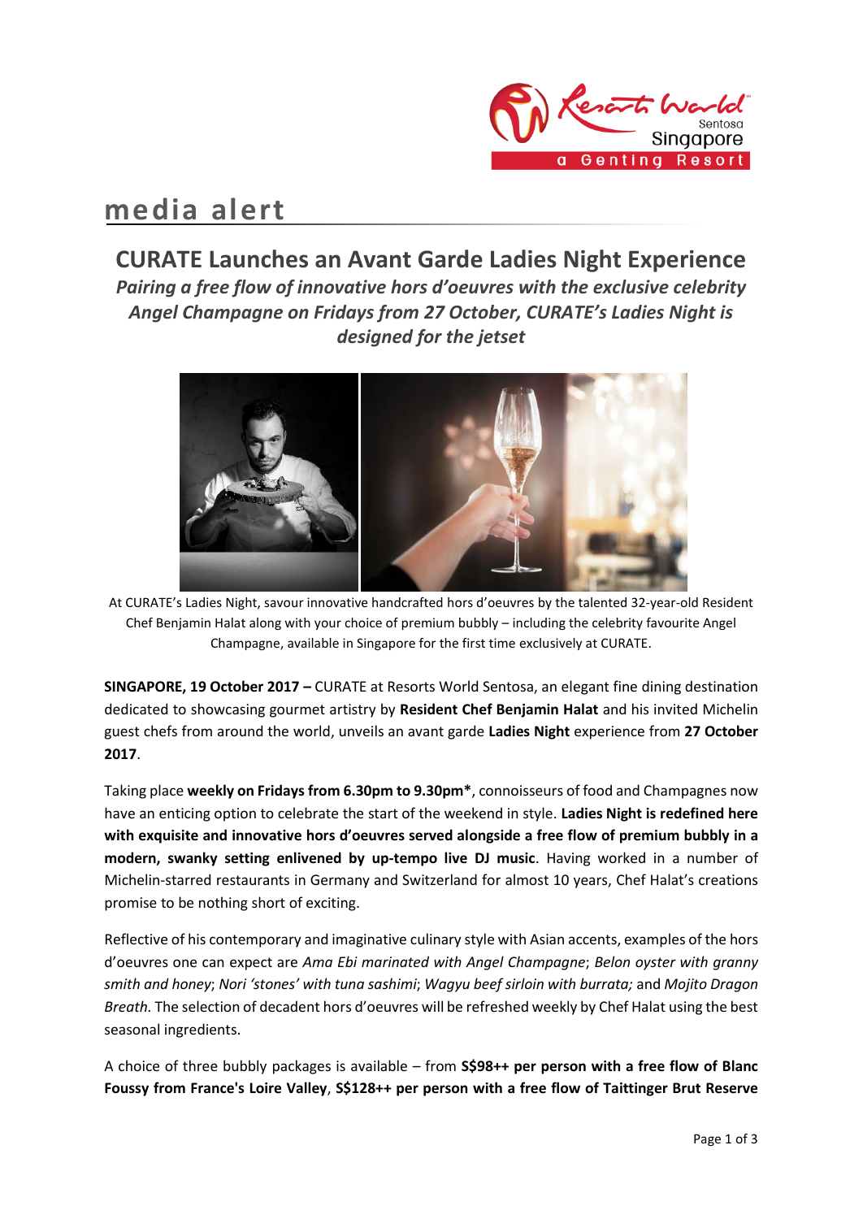# media alert

## CURATE Launches an Avant Garde Ladies Night Experience

***Pairing a free flow of innovative hors d'oeuvres with the exclusive celebrity Angel Champagne on Fridays from 27 October, CURATE's Ladies Night is designed for the jetset***

At CURATE's Ladies Night, savour innovative handcrafted hors d'oeuvres by the talented 32-year-old Resident Chef Benjamin Halat along with your choice of premium bubbly – including the celebrity favourite Angel Champagne, available in Singapore for the first time exclusively at CURATE.

**SINGAPORE, 19 October 2017 –** CURATE at Resorts World Sentosa, an elegant fine dining destination dedicated to showcasing gourmet artistry by **Resident Chef Benjamin Halat** and his invited Michelin guest chefs from around the world, unveils an avant garde **Ladies Night** experience from **27 October 2017**.

Taking place **weekly on Fridays from 6.30pm to 9.30pm***, connoisseurs of food and Champagnes now have an enticing option to celebrate the start of the weekend in style. **Ladies Night is redefined here with exquisite and innovative hors d'oeuvres served alongside a free flow of premium bubbly in a modern, swanky setting enlivened by up-tempo live DJ music**. Having worked in a number of Michelin-starred restaurants in Germany and Switzerland for almost 10 years, Chef Halat's creations promise to be nothing short of exciting.

Reflective of his contemporary and imaginative culinary style with Asian accents, examples of the hors d'oeuvres one can expect are *Ama Ebi marinated with Angel Champagne*; *Belon oyster with granny smith and honey*; *Nori 'stones' with tuna sashimi*; *Wagyu beef sirloin with burrata;* and *Mojito Dragon Breath.* The selection of decadent hors d'oeuvres will be refreshed weekly by Chef Halat using the best seasonal ingredients.

A choice of three bubbly packages is available – from **S$98++ per person with a free flow of Blanc Foussy from France's Loire Valley**, **S$128++ per person with a free flow of Taittinger Brut Reserve**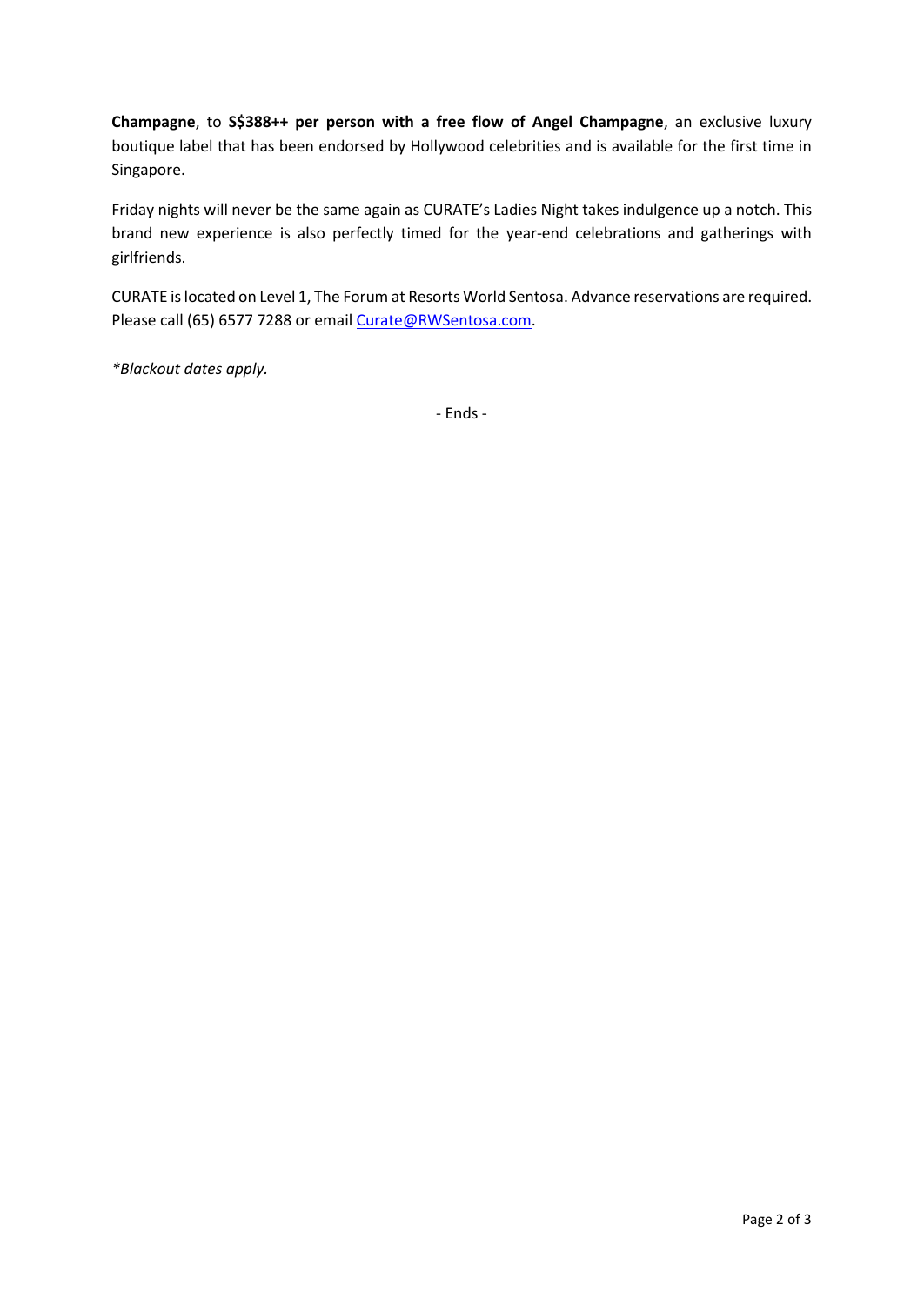**Champagne**, to **S$388++ per person with a free flow of Angel Champagne**, an exclusive luxury boutique label that has been endorsed by Hollywood celebrities and is available for the first time in Singapore.

Friday nights will never be the same again as CURATE's Ladies Night takes indulgence up a notch. This brand new experience is also perfectly timed for the year-end celebrations and gatherings with girlfriends.

CURATE is located on Level 1, The Forum at Resorts World Sentosa. Advance reservations are required. Please call (65) 6577 7288 or email Curate@RWSentosa.com.

*\*Blackout dates apply.*

- Ends -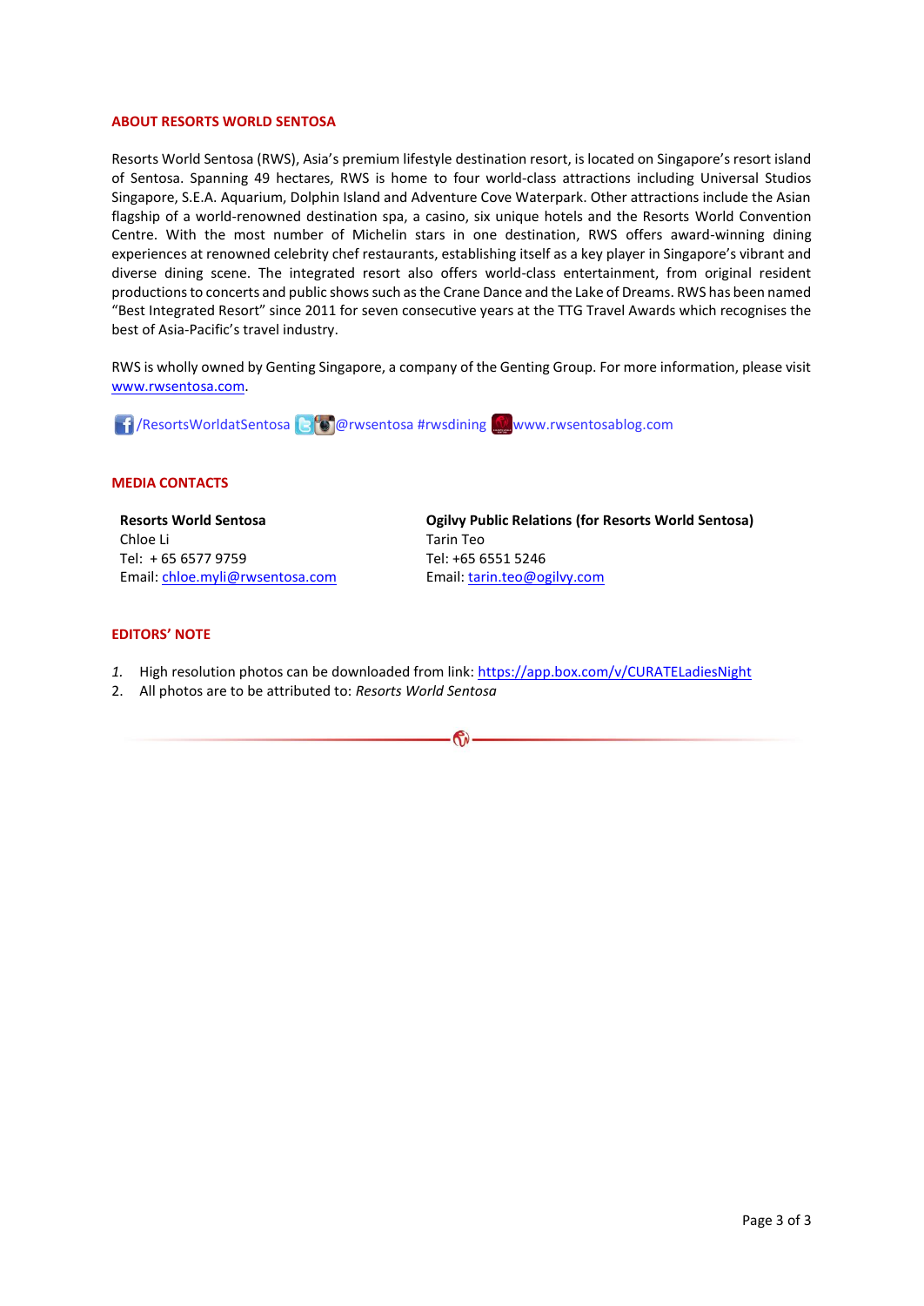## ABOUT RESORTS WORLD SENTOSA

Resorts World Sentosa (RWS), Asia's premium lifestyle destination resort, is located on Singapore's resort island of Sentosa. Spanning 49 hectares, RWS is home to four world-class attractions including Universal Studios Singapore, S.E.A. Aquarium, Dolphin Island and Adventure Cove Waterpark. Other attractions include the Asian flagship of a world-renowned destination spa, a casino, six unique hotels and the Resorts World Convention Centre. With the most number of Michelin stars in one destination, RWS offers award-winning dining experiences at renowned celebrity chef restaurants, establishing itself as a key player in Singapore's vibrant and diverse dining scene. The integrated resort also offers world-class entertainment, from original resident productions to concerts and public shows such as the Crane Dance and the Lake of Dreams. RWS has been named "Best Integrated Resort" since 2011 for seven consecutive years at the TTG Travel Awards which recognises the best of Asia-Pacific's travel industry.

RWS is wholly owned by Genting Singapore, a company of the Genting Group. For more information, please visit www.rwsentosa.com.

/ResortsWorldatSentosa @rwsentosa #rwsdining www.rwsentosablog.com

## MEDIA CONTACTS

**Resorts World Sentosa**
Chloe Li
Tel: + 65 6577 9759
Email: chloe.myli@rwsentosa.com

**Ogilvy Public Relations (for Resorts World Sentosa)**
Tarin Teo
Tel: +65 6551 5246
Email: tarin.teo@ogilvy.com

## EDITORS' NOTE

1. High resolution photos can be downloaded from link: https://app.box.com/v/CURATELadiesNight
2. All photos are to be attributed to: *Resorts World Sentosa*